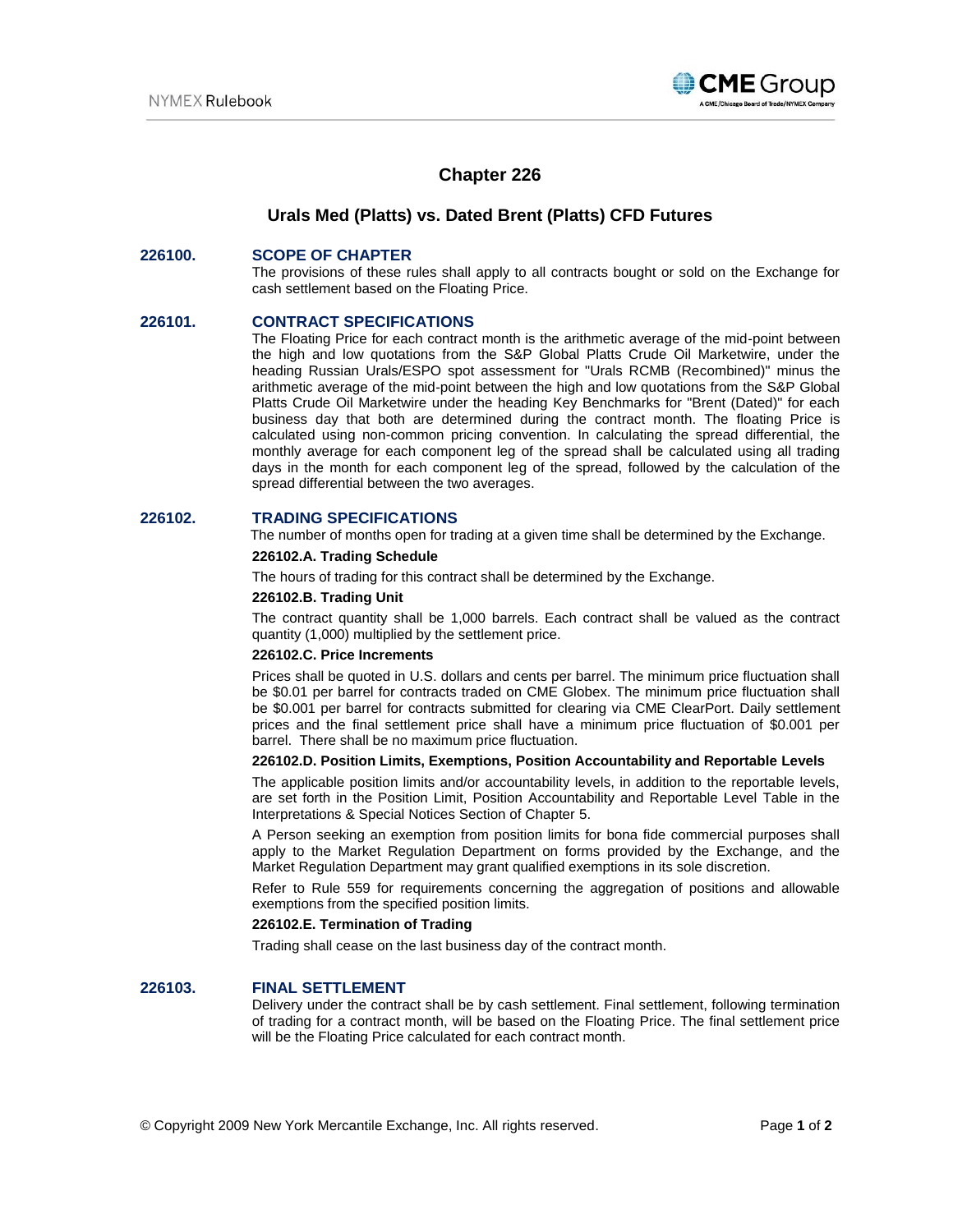# Chapter 226

## Urals Med (Platts) vs. Dated Brent (Platts) CFD Futures

### 226100. SCOPE OF CHAPTER

The provisions of these rules shall apply to all contracts bought or sold on the Exchange for cash settlement based on the Floating Price.

### 226101. CONTRACT SPECIFICATIONS

The Floating Price for each contract month is the arithmetic average of the mid-point between the high and low quotations from the S&P Global Platts Crude Oil Marketwire, under the heading Russian Urals/ESPO spot assessment for "Urals RCMB (Recombined)" minus the arithmetic average of the mid-point between the high and low quotations from the S&P Global Platts Crude Oil Marketwire under the heading Key Benchmarks for "Brent (Dated)" for each business day that both are determined during the contract month. The floating Price is calculated using non-common pricing convention. In calculating the spread differential, the monthly average for each component leg of the spread shall be calculated using all trading days in the month for each component leg of the spread, followed by the calculation of the spread differential between the two averages.

### 226102. TRADING SPECIFICATIONS

The number of months open for trading at a given time shall be determined by the Exchange.

**226102.A. Trading Schedule**

The hours of trading for this contract shall be determined by the Exchange.

**226102.B. Trading Unit**

The contract quantity shall be 1,000 barrels. Each contract shall be valued as the contract quantity (1,000) multiplied by the settlement price.

**226102.C. Price Increments**

Prices shall be quoted in U.S. dollars and cents per barrel. The minimum price fluctuation shall be $0.01 per barrel for contracts traded on CME Globex. The minimum price fluctuation shall be $0.001 per barrel for contracts submitted for clearing via CME ClearPort. Daily settlement prices and the final settlement price shall have a minimum price fluctuation of $0.001 per barrel. There shall be no maximum price fluctuation.

**226102.D. Position Limits, Exemptions, Position Accountability and Reportable Levels**

The applicable position limits and/or accountability levels, in addition to the reportable levels, are set forth in the Position Limit, Position Accountability and Reportable Level Table in the Interpretations & Special Notices Section of Chapter 5.

A Person seeking an exemption from position limits for bona fide commercial purposes shall apply to the Market Regulation Department on forms provided by the Exchange, and the Market Regulation Department may grant qualified exemptions in its sole discretion.

Refer to Rule 559 for requirements concerning the aggregation of positions and allowable exemptions from the specified position limits.

**226102.E. Termination of Trading**

Trading shall cease on the last business day of the contract month.

### 226103. FINAL SETTLEMENT

Delivery under the contract shall be by cash settlement. Final settlement, following termination of trading for a contract month, will be based on the Floating Price. The final settlement price will be the Floating Price calculated for each contract month.

© Copyright 2009 New York Mercantile Exchange, Inc. All rights reserved.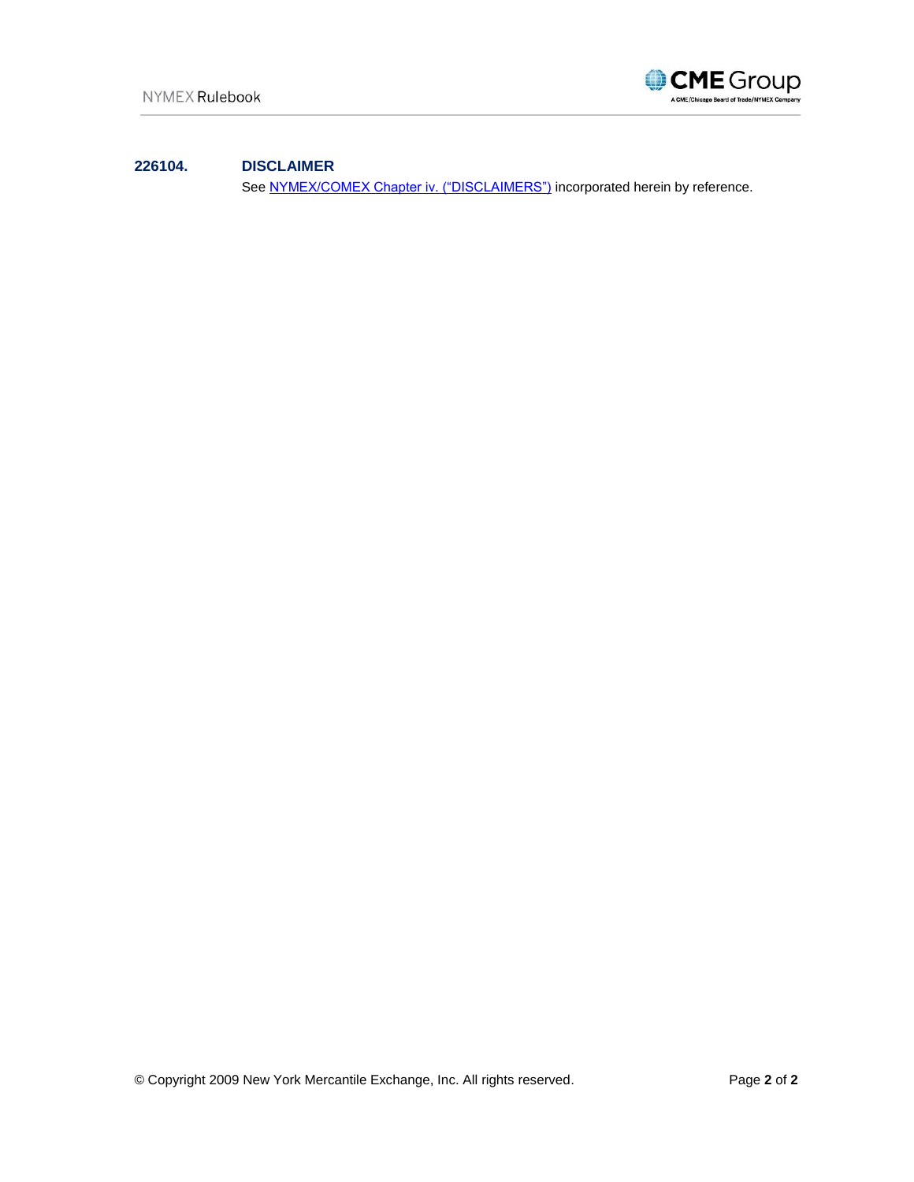### 226104. DISCLAIMER

See NYMEX/COMEX Chapter iv. ("DISCLAIMERS") incorporated herein by reference.